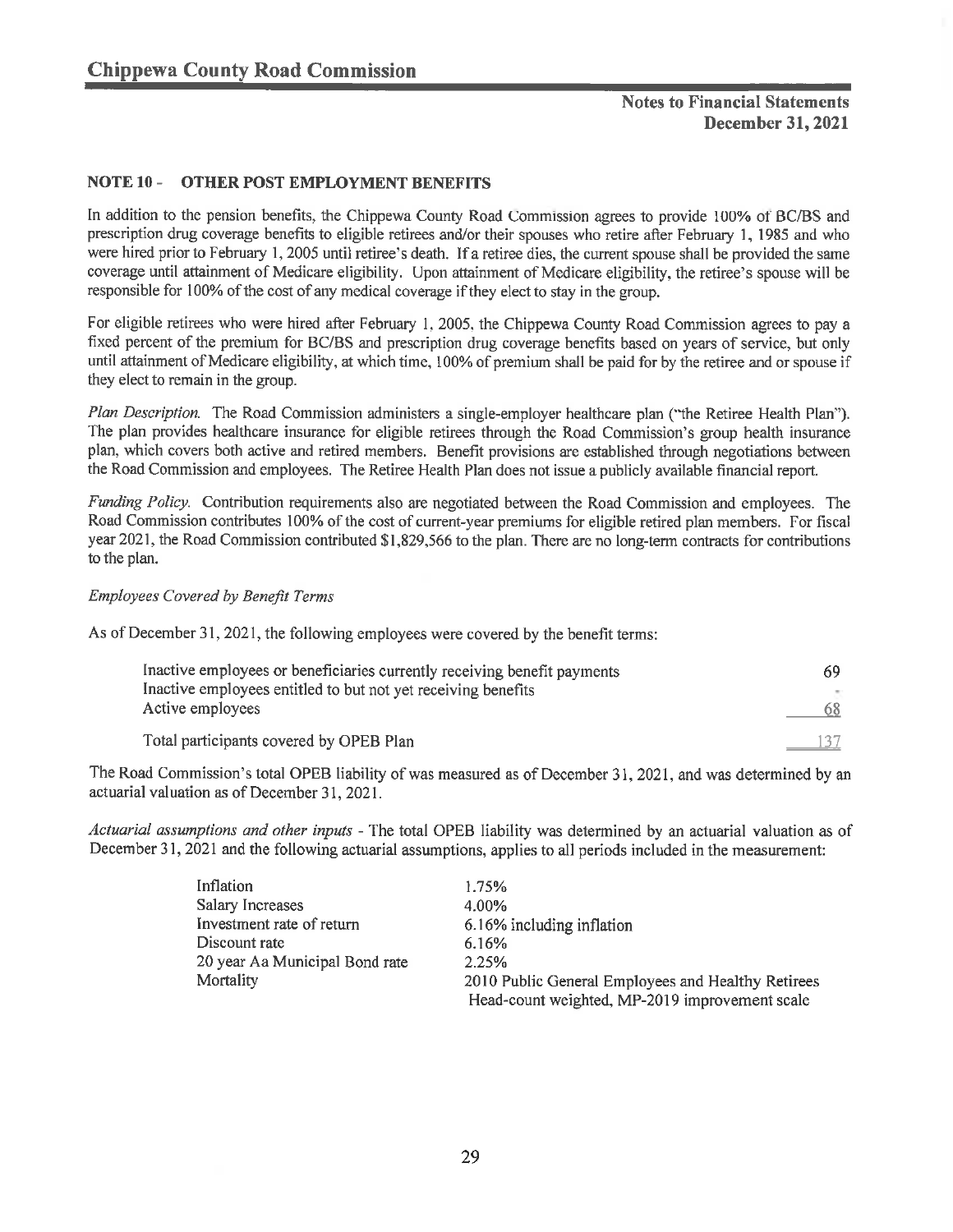# Chippewa County Road Commission

**Notes to Financial Statements**
**December 31, 2021**

## NOTE 10 - OTHER POST EMPLOYMENT BENEFITS

In addition to the pension benefits, the Chippewa County Road Commission agrees to provide 100% of BC/BS and prescription drug coverage benefits to eligible retirees and/or their spouses who retire after February 1, 1985 and who were hired prior to February 1, 2005 until retiree's death. If a retiree dies, the current spouse shall be provided the same coverage until attainment of Medicare eligibility. Upon attainment of Medicare eligibility, the retiree's spouse will be responsible for 100% of the cost of any medical coverage if they elect to stay in the group.

For eligible retirees who were hired after February 1, 2005, the Chippewa County Road Commission agrees to pay a fixed percent of the premium for BC/BS and prescription drug coverage benefits based on years of service, but only until attainment of Medicare eligibility, at which time, 100% of premium shall be paid for by the retiree and or spouse if they elect to remain in the group.

*Plan Description.* The Road Commission administers a single-employer healthcare plan ("the Retiree Health Plan"). The plan provides healthcare insurance for eligible retirees through the Road Commission's group health insurance plan, which covers both active and retired members. Benefit provisions are established through negotiations between the Road Commission and employees. The Retiree Health Plan does not issue a publicly available financial report.

*Funding Policy.* Contribution requirements also are negotiated between the Road Commission and employees. The Road Commission contributes 100% of the cost of current-year premiums for eligible retired plan members. For fiscal year 2021, the Road Commission contributed $1,829,566 to the plan. There are no long-term contracts for contributions to the plan.

*Employees Covered by Benefit Terms*

As of December 31, 2021, the following employees were covered by the benefit terms:

| | |
|---|---|
| Inactive employees or beneficiaries currently receiving benefit payments | 69 |
| Inactive employees entitled to but not yet receiving benefits | - |
| Active employees | 68 |
| Total participants covered by OPEB Plan | 137 |

The Road Commission's total OPEB liability of was measured as of December 31, 2021, and was determined by an actuarial valuation as of December 31, 2021.

*Actuarial assumptions and other inputs* - The total OPEB liability was determined by an actuarial valuation as of December 31, 2021 and the following actuarial assumptions, applies to all periods included in the measurement:

| | |
|---|---|
| Inflation | 1.75% |
| Salary Increases | 4.00% |
| Investment rate of return | 6.16% including inflation |
| Discount rate | 6.16% |
| 20 year Aa Municipal Bond rate | 2.25% |
| Mortality | 2010 Public General Employees and Healthy Retirees Head-count weighted, MP-2019 improvement scale |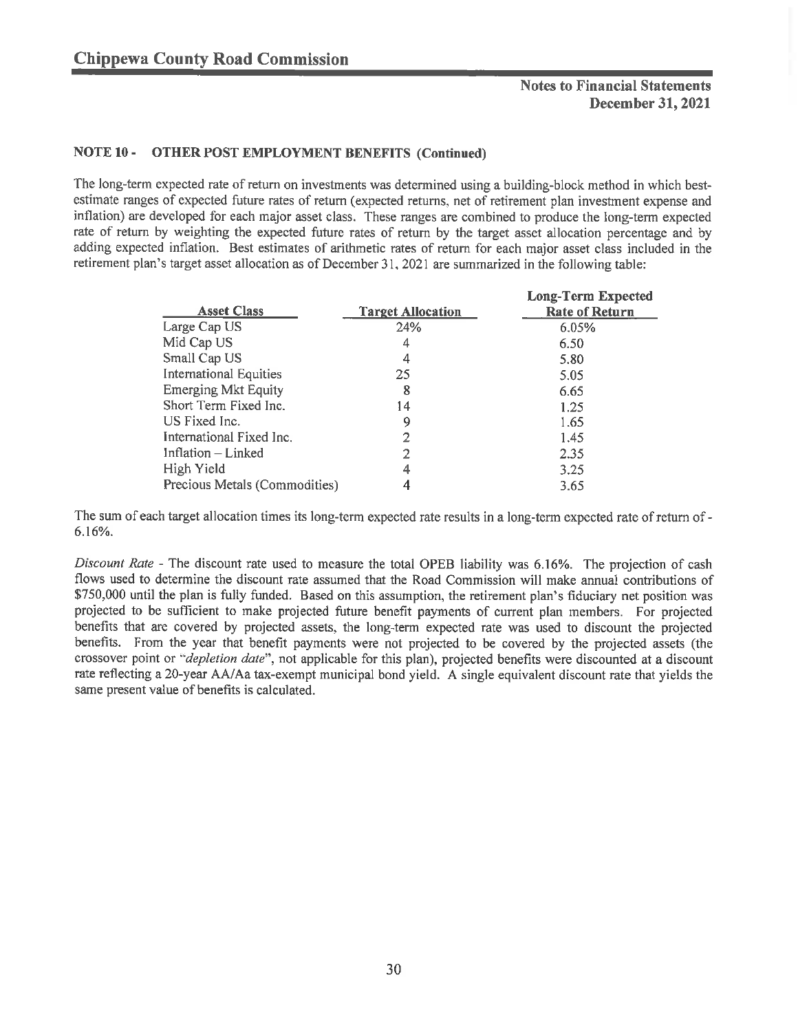## NOTE 10 - OTHER POST EMPLOYMENT BENEFITS (Continued)

The long-term expected rate of return on investments was determined using a building-block method in which best-estimate ranges of expected future rates of return (expected returns, net of retirement plan investment expense and inflation) are developed for each major asset class. These ranges are combined to produce the long-term expected rate of return by weighting the expected future rates of return by the target asset allocation percentage and by adding expected inflation. Best estimates of arithmetic rates of return for each major asset class included in the retirement plan's target asset allocation as of December 31, 2021 are summarized in the following table:

| Asset Class | Target Allocation | Long-Term Expected Rate of Return |
|---|---|---|
| Large Cap US | 24% | 6.05% |
| Mid Cap US | 4 | 6.50 |
| Small Cap US | 4 | 5.80 |
| International Equities | 25 | 5.05 |
| Emerging Mkt Equity | 8 | 6.65 |
| Short Term Fixed Inc. | 14 | 1.25 |
| US Fixed Inc. | 9 | 1.65 |
| International Fixed Inc. | 2 | 1.45 |
| Inflation – Linked | 2 | 2.35 |
| High Yield | 4 | 3.25 |
| Precious Metals (Commodities) | 4 | 3.65 |

The sum of each target allocation times its long-term expected rate results in a long-term expected rate of return of - 6.16%.

*Discount Rate* - The discount rate used to measure the total OPEB liability was 6.16%. The projection of cash flows used to determine the discount rate assumed that the Road Commission will make annual contributions of $750,000 until the plan is fully funded. Based on this assumption, the retirement plan's fiduciary net position was projected to be sufficient to make projected future benefit payments of current plan members. For projected benefits that are covered by projected assets, the long-term expected rate was used to discount the projected benefits. From the year that benefit payments were not projected to be covered by the projected assets (the crossover point or "*depletion date*", not applicable for this plan), projected benefits were discounted at a discount rate reflecting a 20-year AA/Aa tax-exempt municipal bond yield. A single equivalent discount rate that yields the same present value of benefits is calculated.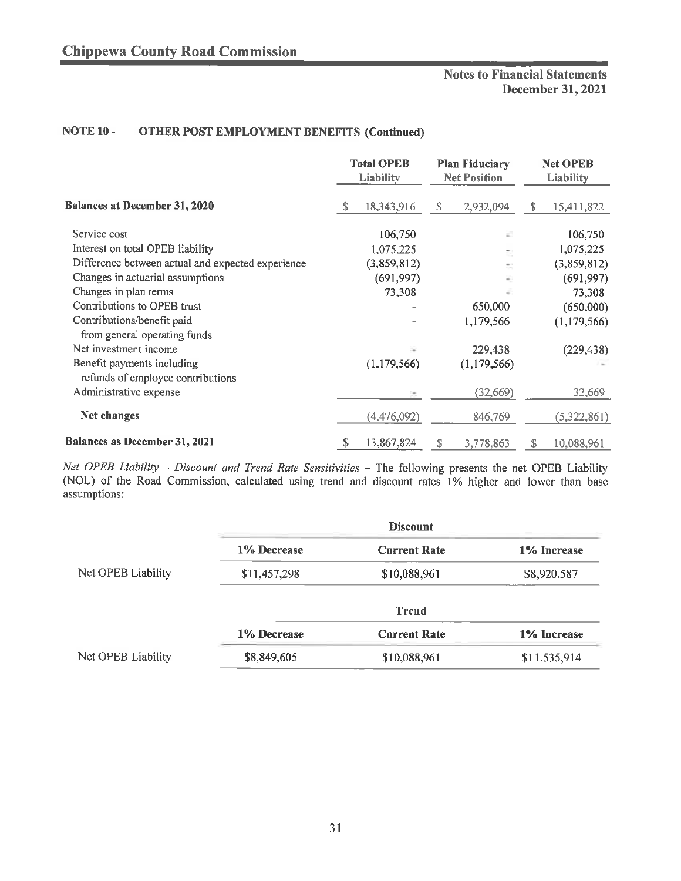## NOTE 10 - OTHER POST EMPLOYMENT BENEFITS (Continued)

| | Total OPEB Liability | Plan Fiduciary Net Position | Net OPEB Liability |
|---|---|---|---|
| **Balances at December 31, 2020** | $ 18,343,916 | $ 2,932,094 | $ 15,411,822 |
| Service cost | 106,750 | - | 106,750 |
| Interest on total OPEB liability | 1,075,225 | - | 1,075,225 |
| Difference between actual and expected experience | (3,859,812) | - | (3,859,812) |
| Changes in actuarial assumptions | (691,997) | - | (691,997) |
| Changes in plan terms | 73,308 | - | 73,308 |
| Contributions to OPEB trust | - | 650,000 | (650,000) |
| Contributions/benefit paid from general operating funds | - | 1,179,566 | (1,179,566) |
| Net investment income | - | 229,438 | (229,438) |
| Benefit payments including refunds of employee contributions | (1,179,566) | (1,179,566) | - |
| Administrative expense | - | (32,669) | 32,669 |
| **Net changes** | (4,476,092) | 846,769 | (5,322,861) |
| **Balances as December 31, 2021** | $ 13,867,824 | $ 3,778,863 | $ 10,088,961 |

*Net OPEB Liability – Discount and Trend Rate Sensitivities* – The following presents the net OPEB Liability (NOL) of the Road Commission, calculated using trend and discount rates 1% higher and lower than base assumptions:

| | Discount | | |
|---|---|---|---|
| | **1% Decrease** | **Current Rate** | **1% Increase** |
| Net OPEB Liability | $11,457,298 | $10,088,961 | $8,920,587 |

| | Trend | | |
|---|---|---|---|
| | **1% Decrease** | **Current Rate** | **1% Increase** |
| Net OPEB Liability | $8,849,605 | $10,088,961 | $11,535,914 |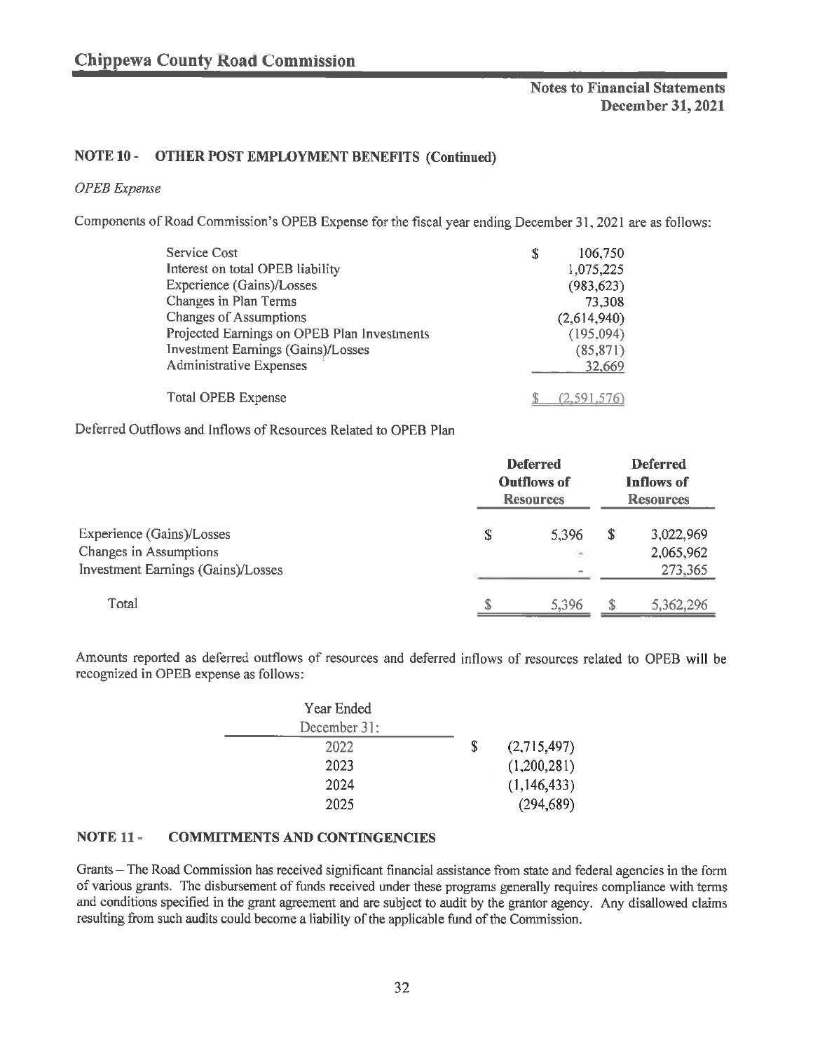## NOTE 10 - OTHER POST EMPLOYMENT BENEFITS (Continued)

*OPEB Expense*

Components of Road Commission's OPEB Expense for the fiscal year ending December 31, 2021 are as follows:

| | |
|---|---|
| Service Cost | $ 106,750 |
| Interest on total OPEB liability | 1,075,225 |
| Experience (Gains)/Losses | (983,623) |
| Changes in Plan Terms | 73,308 |
| Changes of Assumptions | (2,614,940) |
| Projected Earnings on OPEB Plan Investments | (195,094) |
| Investment Earnings (Gains)/Losses | (85,871) |
| Administrative Expenses | 32,669 |
| Total OPEB Expense | $ (2,591,576) |

Deferred Outflows and Inflows of Resources Related to OPEB Plan

| | Deferred Outflows of Resources | Deferred Inflows of Resources |
|---|---|---|
| Experience (Gains)/Losses | $ 5,396 | $ 3,022,969 |
| Changes in Assumptions | - | 2,065,962 |
| Investment Earnings (Gains)/Losses | - | 273,365 |
| Total | $ 5,396 | $ 5,362,296 |

Amounts reported as deferred outflows of resources and deferred inflows of resources related to OPEB will be recognized in OPEB expense as follows:

| Year Ended December 31: | |
|---|---|
| 2022 | $ (2,715,497) |
| 2023 | (1,200,281) |
| 2024 | (1,146,433) |
| 2025 | (294,689) |

## NOTE 11 - COMMITMENTS AND CONTINGENCIES

Grants – The Road Commission has received significant financial assistance from state and federal agencies in the form of various grants. The disbursement of funds received under these programs generally requires compliance with terms and conditions specified in the grant agreement and are subject to audit by the grantor agency. Any disallowed claims resulting from such audits could become a liability of the applicable fund of the Commission.